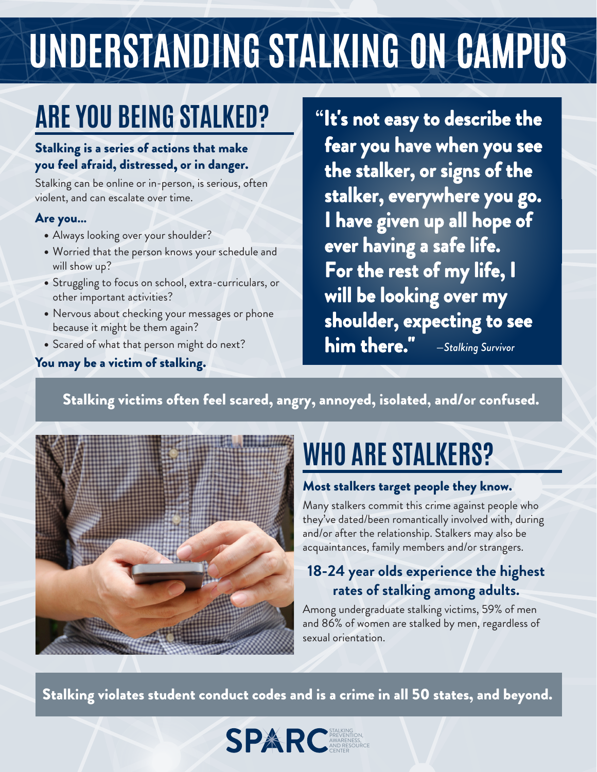# UNDERSTANDING STALKING ON CAMPUS

## ARE YOU BEING STALKED?

**Stalking is a series of actions that make you feel afraid, distressed, or in danger.**

Stalking can be online or in-person, is serious, often violent, and can escalate over time.

**Are you...**

- Always looking over your shoulder?
- Worried that the person knows your schedule and will show up?
- Struggling to focus on school, extra-curriculars, or other important activities?
- Nervous about checking your messages or phone because it might be them again?
- Scared of what that person might do next?

**You may be a victim of stalking.**

> **"It's not easy to describe the fear you have when you see the stalker, or signs of the stalker, everywhere you go. I have given up all hope of ever having a safe life. For the rest of my life, I will be looking over my shoulder, expecting to see him there."** *—Stalking Survivor*

**Stalking victims often feel scared, angry, annoyed, isolated, and/or confused.**

## WHO ARE STALKERS?

**Most stalkers target people they know.**

Many stalkers commit this crime against people who they've dated/been romantically involved with, during and/or after the relationship. Stalkers may also be acquaintances, family members and/or strangers.

**18-24 year olds experience the highest rates of stalking among adults.**

Among undergraduate stalking victims, 59% of men and 86% of women are stalked by men, regardless of sexual orientation.

**Stalking violates student conduct codes and is a crime in all 50 states, and beyond.**

SPARC STALKING PREVENTION, AWARENESS, AND RESOURCE CENTER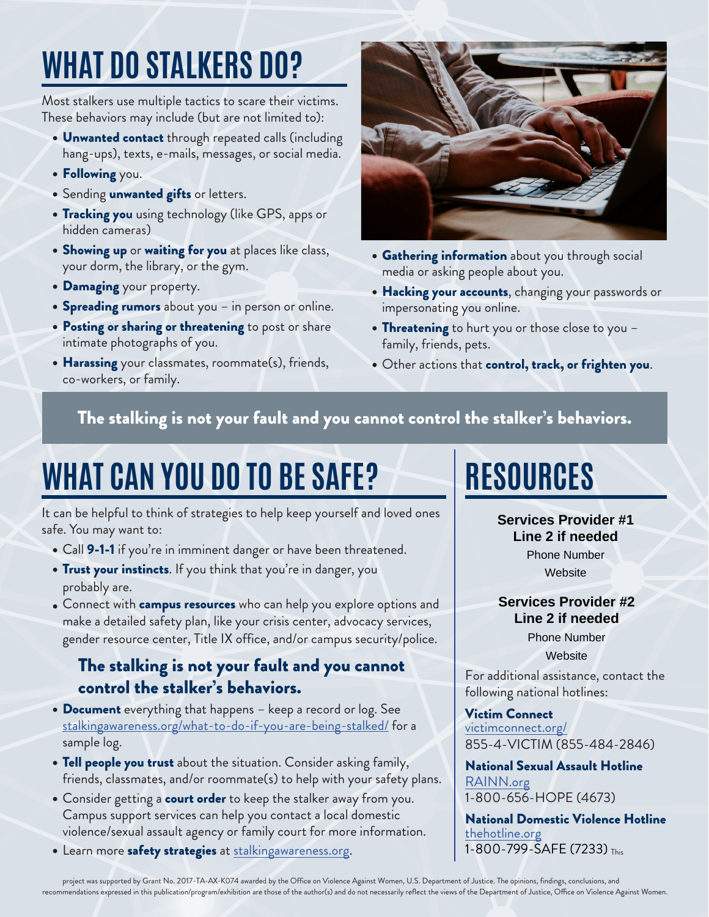# WHAT DO STALKERS DO?

Most stalkers use multiple tactics to scare their victims. These behaviors may include (but are not limited to):

- **Unwanted contact** through repeated calls (including hang-ups), texts, e-mails, messages, or social media.
- **Following** you.
- Sending **unwanted gifts** or letters.
- **Tracking you** using technology (like GPS, apps or hidden cameras)
- **Showing up** or **waiting for you** at places like class, your dorm, the library, or the gym.
- **Damaging** your property.
- **Spreading rumors** about you – in person or online.
- **Posting or sharing or threatening** to post or share intimate photographs of you.
- **Harassing** your classmates, roommate(s), friends, co-workers, or family.
- **Gathering information** about you through social media or asking people about you.
- **Hacking your accounts**, changing your passwords or impersonating you online.
- **Threatening** to hurt you or those close to you – family, friends, pets.
- Other actions that **control, track, or frighten you**.

**The stalking is not your fault and you cannot control the stalker's behaviors.**

# WHAT CAN YOU DO TO BE SAFE?

It can be helpful to think of strategies to help keep yourself and loved ones safe. You may want to:

- Call **9-1-1** if you're in imminent danger or have been threatened.
- **Trust your instincts**. If you think that you're in danger, you probably are.
- Connect with **campus resources** who can help you explore options and make a detailed safety plan, like your crisis center, advocacy services, gender resource center, Title IX office, and/or campus security/police.

### The stalking is not your fault and you cannot control the stalker's behaviors.

- **Document** everything that happens – keep a record or log. See stalkingawareness.org/what-to-do-if-you-are-being-stalked/ for a sample log.
- **Tell people you trust** about the situation. Consider asking family, friends, classmates, and/or roommate(s) to help with your safety plans.
- Consider getting a **court order** to keep the stalker away from you. Campus support services can help you contact a local domestic violence/sexual assault agency or family court for more information.
- Learn more **safety strategies** at stalkingawareness.org.

# RESOURCES

**Services Provider #1**
**Line 2 if needed**
Phone Number
Website

**Services Provider #2**
**Line 2 if needed**
Phone Number
Website

For additional assistance, contact the following national hotlines:

**Victim Connect**
victimconnect.org/
855-4-VICTIM (855-484-2846)

**National Sexual Assault Hotline**
RAINN.org
1-800-656-HOPE (4673)

**National Domestic Violence Hotline**
thehotline.org
1-800-799-SAFE (7233)

This project was supported by Grant No. 2017-TA-AX-K074 awarded by the Office on Violence Against Women, U.S. Department of Justice. The opinions, findings, conclusions, and recommendations expressed in this publication/program/exhibition are those of the author(s) and do not necessarily reflect the views of the Department of Justice, Office on Violence Against Women.